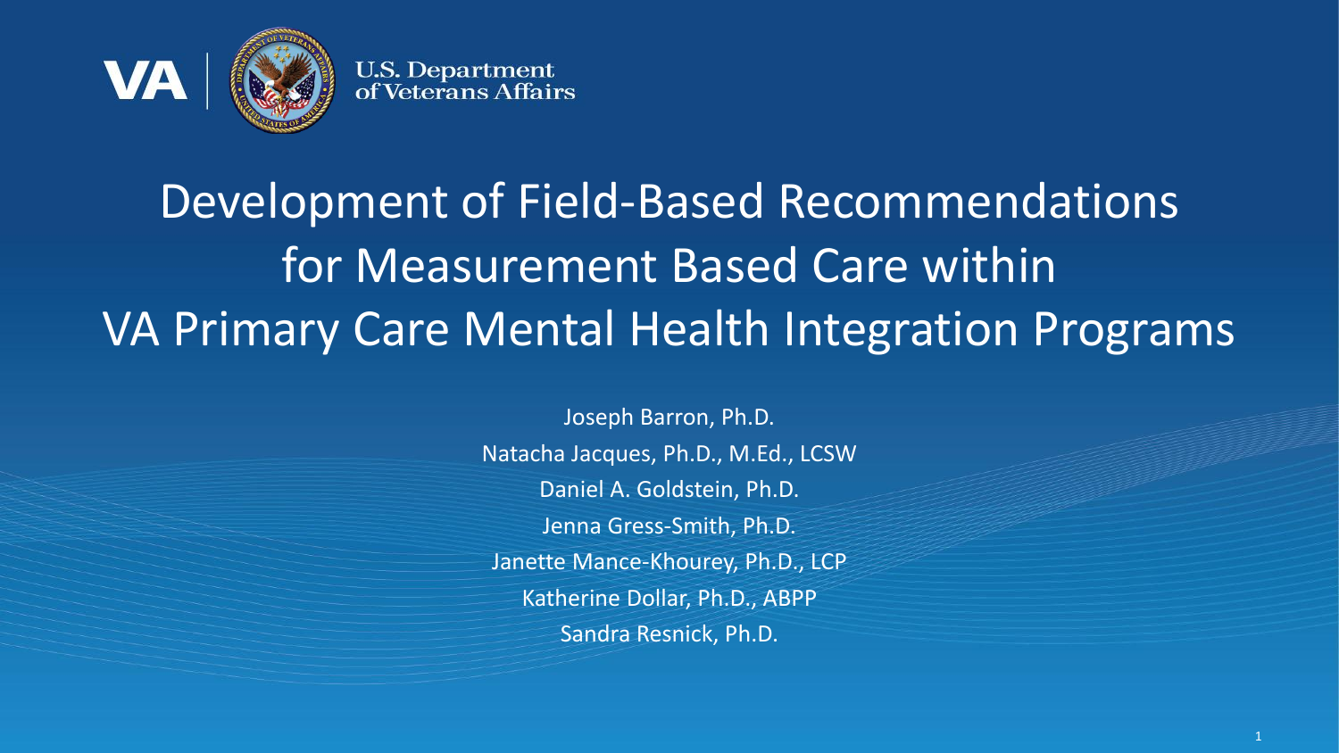VA | U.S. Department of Veterans Affairs

# Development of Field-Based Recommendations for Measurement Based Care within VA Primary Care Mental Health Integration Programs

Joseph Barron, Ph.D.

Natacha Jacques, Ph.D., M.Ed., LCSW

Daniel A. Goldstein, Ph.D.

Jenna Gress-Smith, Ph.D.

Janette Mance-Khourey, Ph.D., LCP

Katherine Dollar, Ph.D., ABPP

Sandra Resnick, Ph.D.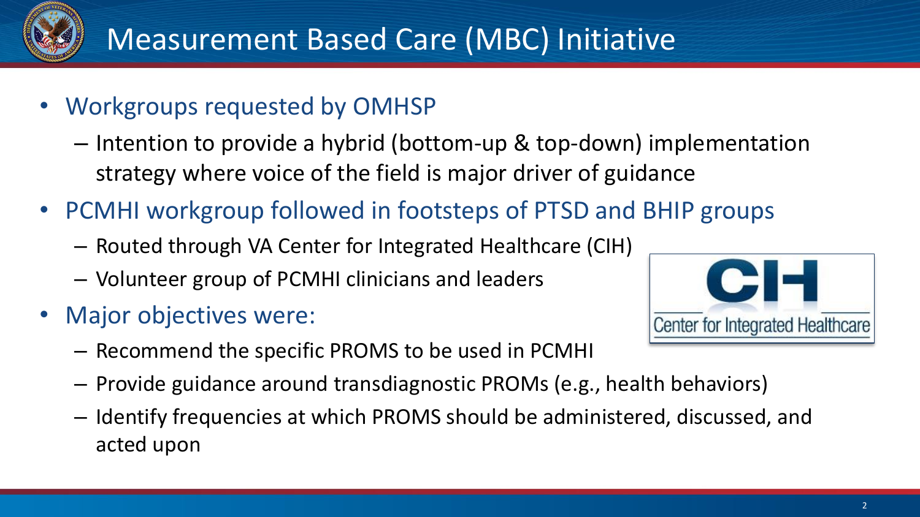# Measurement Based Care (MBC) Initiative

- Workgroups requested by OMHSP
  - Intention to provide a hybrid (bottom-up & top-down) implementation strategy where voice of the field is major driver of guidance
- PCMHI workgroup followed in footsteps of PTSD and BHIP groups
  - Routed through VA Center for Integrated Healthcare (CIH)
  - Volunteer group of PCMHI clinicians and leaders
- Major objectives were:
  - Recommend the specific PROMS to be used in PCMHI
  - Provide guidance around transdiagnostic PROMs (e.g., health behaviors)
  - Identify frequencies at which PROMS should be administered, discussed, and acted upon

CIH
Center for Integrated Healthcare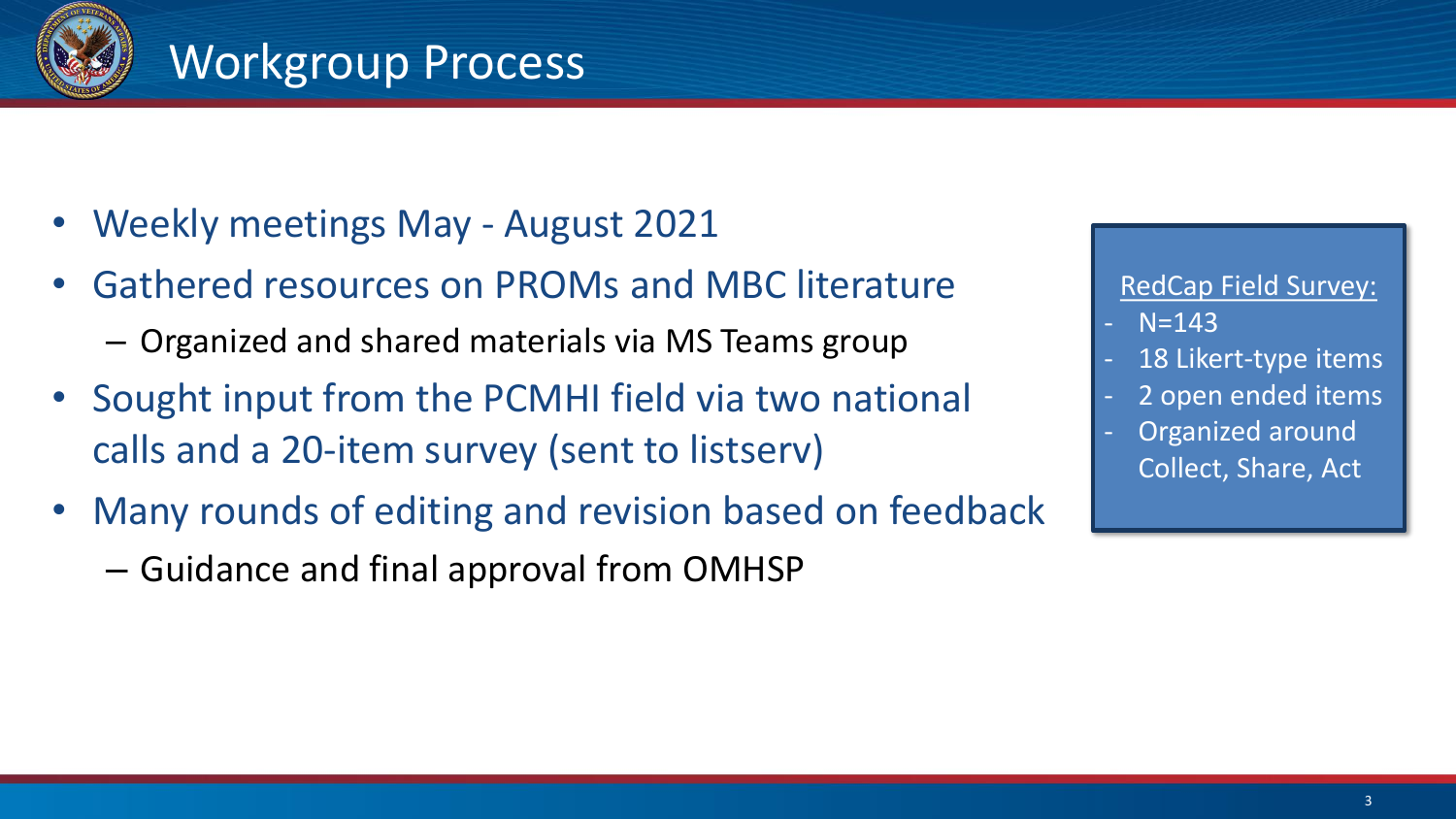# Workgroup Process

- Weekly meetings May - August 2021
- Gathered resources on PROMs and MBC literature
  - Organized and shared materials via MS Teams group
- Sought input from the PCMHI field via two national calls and a 20-item survey (sent to listserv)
- Many rounds of editing and revision based on feedback
  - Guidance and final approval from OMHSP

RedCap Field Survey:

- N=143
- 18 Likert-type items
- 2 open ended items
- Organized around Collect, Share, Act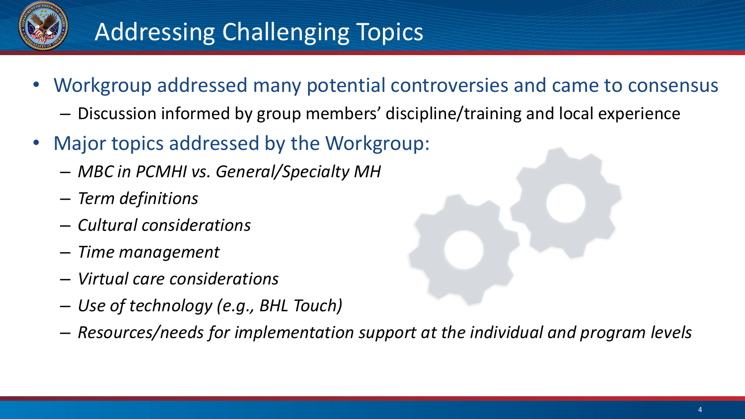# Addressing Challenging Topics

- Workgroup addressed many potential controversies and came to consensus
  - Discussion informed by group members' discipline/training and local experience
- Major topics addressed by the Workgroup:
  - *MBC in PCMHI vs. General/Specialty MH*
  - *Term definitions*
  - *Cultural considerations*
  - *Time management*
  - *Virtual care considerations*
  - *Use of technology (e.g., BHL Touch)*
  - *Resources/needs for implementation support at the individual and program levels*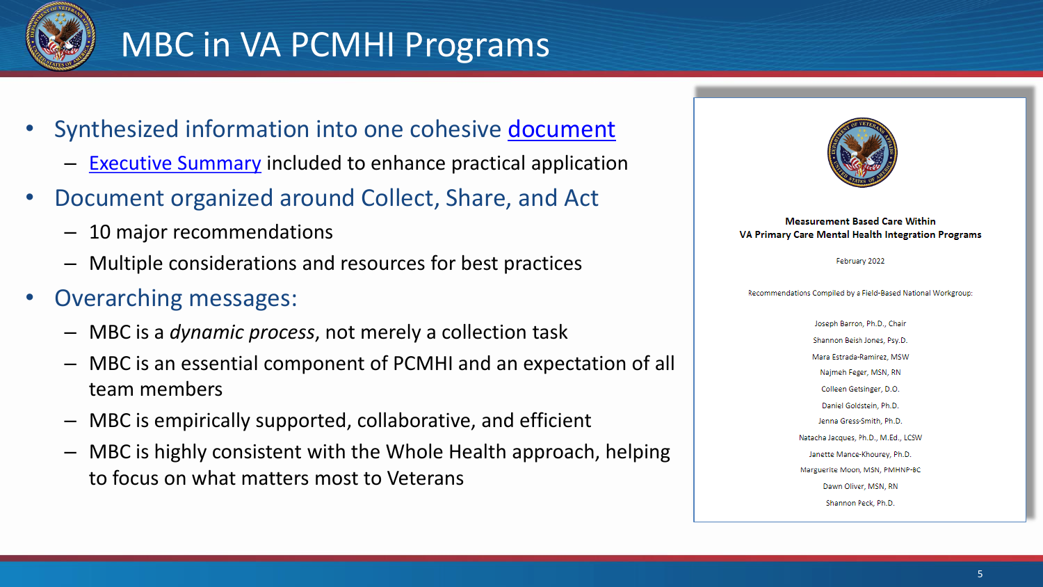# MBC in VA PCMHI Programs

- Synthesized information into one cohesive document
  - Executive Summary included to enhance practical application
- Document organized around Collect, Share, and Act
  - 10 major recommendations
  - Multiple considerations and resources for best practices
- Overarching messages:
  - MBC is a *dynamic process*, not merely a collection task
  - MBC is an essential component of PCMHI and an expectation of all team members
  - MBC is empirically supported, collaborative, and efficient
  - MBC is highly consistent with the Whole Health approach, helping to focus on what matters most to Veterans

**Measurement Based Care Within VA Primary Care Mental Health Integration Programs**

February 2022

Recommendations Compiled by a Field-Based National Workgroup:

Joseph Barron, Ph.D., Chair
Shannon Beish Jones, Psy.D.
Mara Estrada-Ramirez, MSW
Najmeh Feger, MSN, RN
Colleen Getsinger, D.O.
Daniel Goldstein, Ph.D.
Jenna Gress-Smith, Ph.D.
Natacha Jacques, Ph.D., M.Ed., LCSW
Janette Mance-Khourey, Ph.D.
Marguerite Moon, MSN, PMHNP-BC
Dawn Oliver, MSN, RN
Shannon Peck, Ph.D.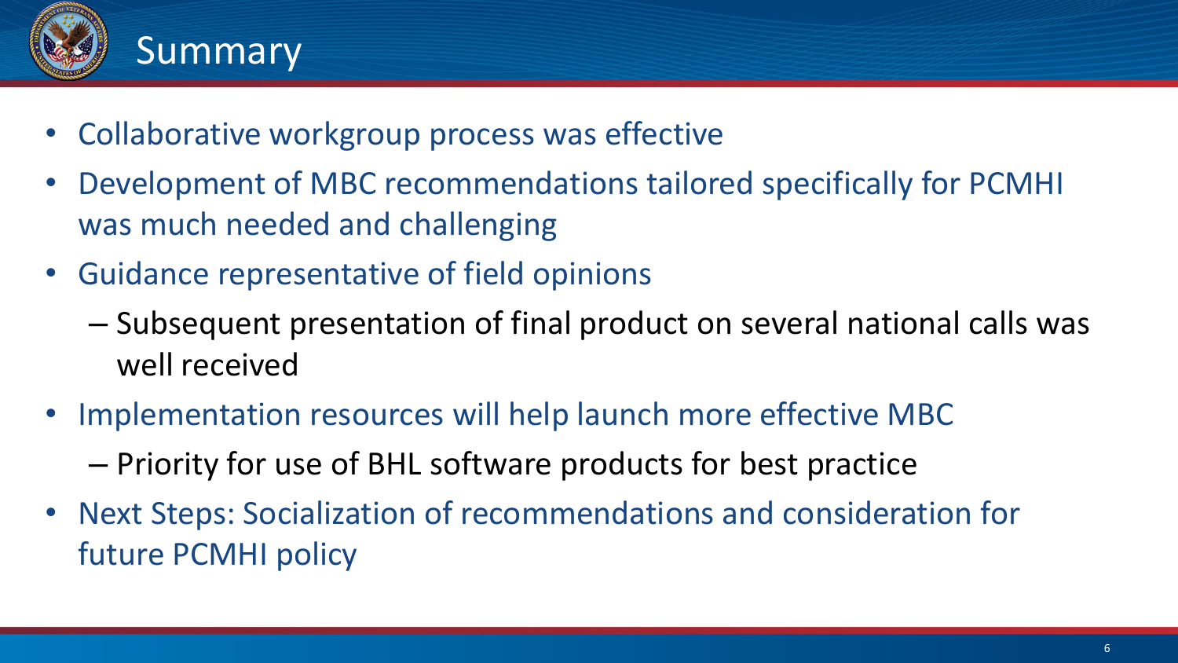# Summary

- Collaborative workgroup process was effective
- Development of MBC recommendations tailored specifically for PCMHI was much needed and challenging
- Guidance representative of field opinions
  - Subsequent presentation of final product on several national calls was well received
- Implementation resources will help launch more effective MBC
  - Priority for use of BHL software products for best practice
- Next Steps: Socialization of recommendations and consideration for future PCMHI policy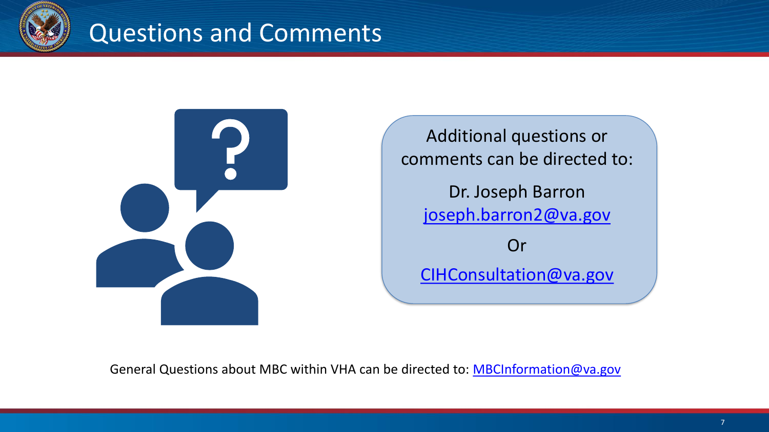# Questions and Comments

Additional questions or comments can be directed to:

Dr. Joseph Barron
joseph.barron2@va.gov

Or

CIHConsultation@va.gov

General Questions about MBC within VHA can be directed to: MBCInformation@va.gov